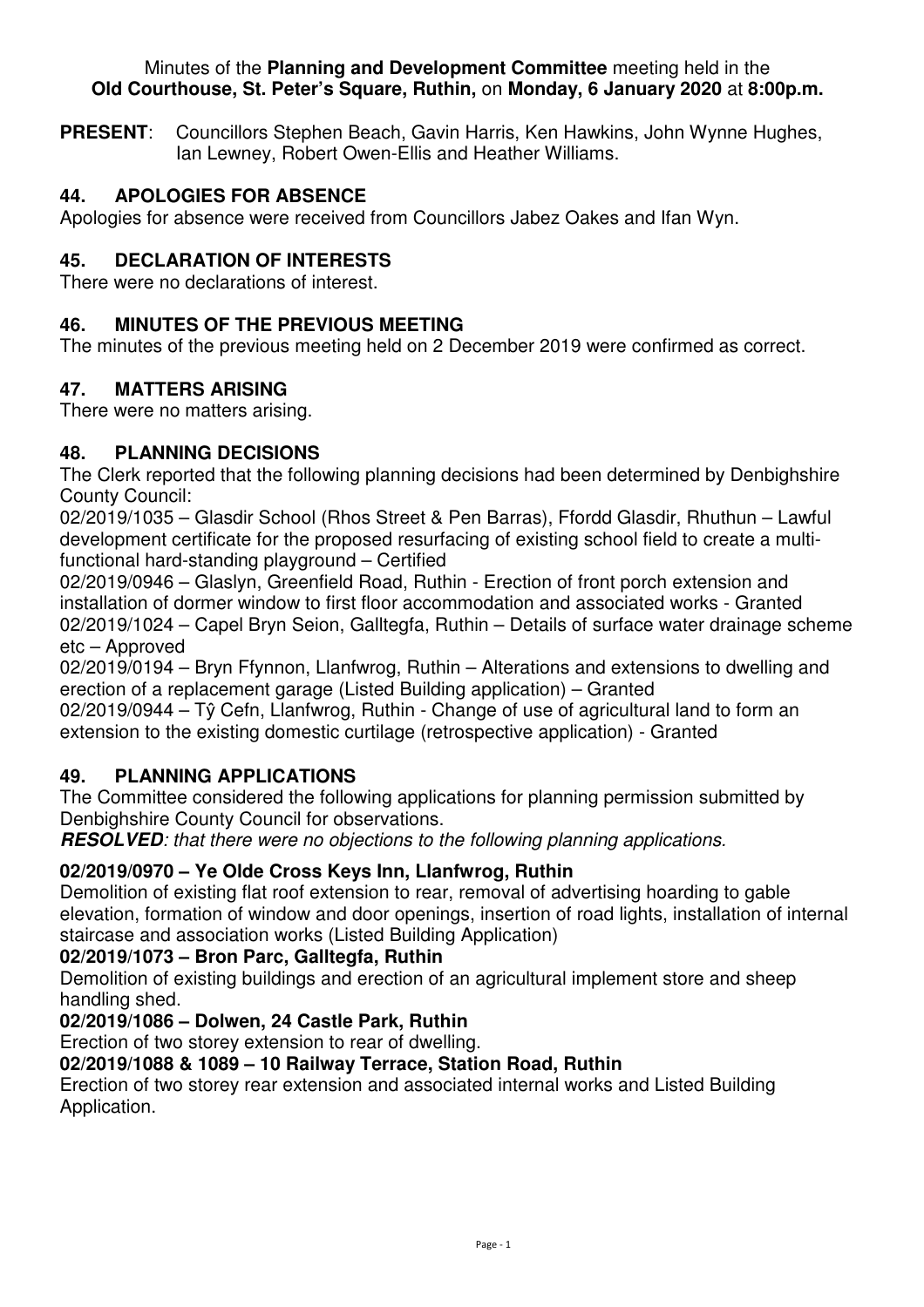Minutes of the **Planning and Development Committee** meeting held in the **Old Courthouse, St. Peter's Square, Ruthin,** on **Monday, 6 January 2020** at **8:00p.m.**

**PRESENT**: Councillors Stephen Beach, Gavin Harris, Ken Hawkins, John Wynne Hughes, Ian Lewney, Robert Owen-Ellis and Heather Williams.

## 44. APOLOGIES FOR ABSENCE

Apologies for absence were received from Councillors Jabez Oakes and Ifan Wyn.

## 45. DECLARATION OF INTERESTS

There were no declarations of interest.

## 46. MINUTES OF THE PREVIOUS MEETING

The minutes of the previous meeting held on 2 December 2019 were confirmed as correct.

## 47. MATTERS ARISING

There were no matters arising.

## 48. PLANNING DECISIONS

The Clerk reported that the following planning decisions had been determined by Denbighshire County Council:

02/2019/1035 – Glasdir School (Rhos Street & Pen Barras), Ffordd Glasdir, Rhuthun – Lawful development certificate for the proposed resurfacing of existing school field to create a multi-functional hard-standing playground – Certified

02/2019/0946 – Glaslyn, Greenfield Road, Ruthin - Erection of front porch extension and installation of dormer window to first floor accommodation and associated works - Granted

02/2019/1024 – Capel Bryn Seion, Galltegfa, Ruthin – Details of surface water drainage scheme etc – Approved

02/2019/0194 – Bryn Ffynnon, Llanfwrog, Ruthin – Alterations and extensions to dwelling and erection of a replacement garage (Listed Building application) – Granted

02/2019/0944 – Tŷ Cefn, Llanfwrog, Ruthin - Change of use of agricultural land to form an extension to the existing domestic curtilage (retrospective application) - Granted

## 49. PLANNING APPLICATIONS

The Committee considered the following applications for planning permission submitted by Denbighshire County Council for observations.

***RESOLVED**: that there were no objections to the following planning applications.*

**02/2019/0970 – Ye Olde Cross Keys Inn, Llanfwrog, Ruthin**

Demolition of existing flat roof extension to rear, removal of advertising hoarding to gable elevation, formation of window and door openings, insertion of road lights, installation of internal staircase and association works (Listed Building Application)

**02/2019/1073 – Bron Parc, Galltegfa, Ruthin**

Demolition of existing buildings and erection of an agricultural implement store and sheep handling shed.

**02/2019/1086 – Dolwen, 24 Castle Park, Ruthin**

Erection of two storey extension to rear of dwelling.

**02/2019/1088 & 1089 – 10 Railway Terrace, Station Road, Ruthin**

Erection of two storey rear extension and associated internal works and Listed Building Application.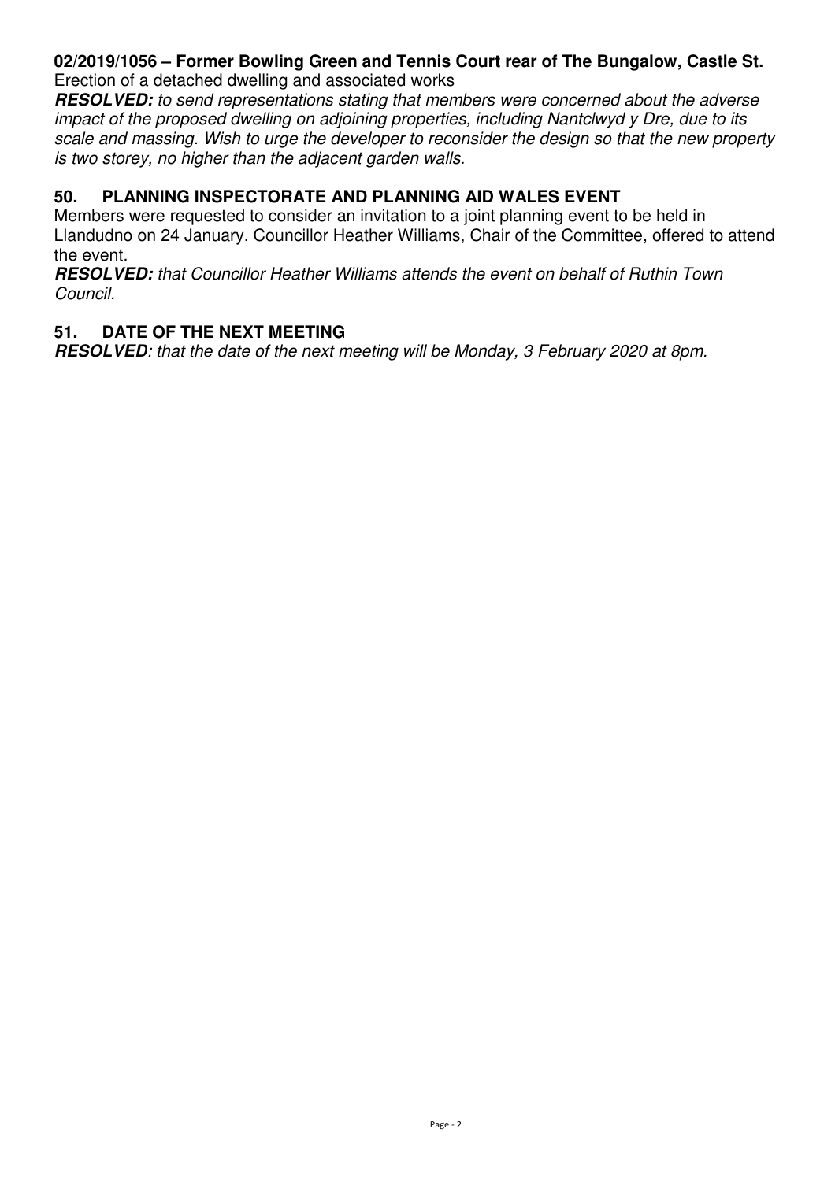**02/2019/1056 – Former Bowling Green and Tennis Court rear of The Bungalow, Castle St.**
Erection of a detached dwelling and associated works
***RESOLVED:*** *to send representations stating that members were concerned about the adverse impact of the proposed dwelling on adjoining properties, including Nantclwyd y Dre, due to its scale and massing. Wish to urge the developer to reconsider the design so that the new property is two storey, no higher than the adjacent garden walls.*

## 50. PLANNING INSPECTORATE AND PLANNING AID WALES EVENT

Members were requested to consider an invitation to a joint planning event to be held in Llandudno on 24 January. Councillor Heather Williams, Chair of the Committee, offered to attend the event.
***RESOLVED:*** *that Councillor Heather Williams attends the event on behalf of Ruthin Town Council.*

## 51. DATE OF THE NEXT MEETING

***RESOLVED****: that the date of the next meeting will be Monday, 3 February 2020 at 8pm.*